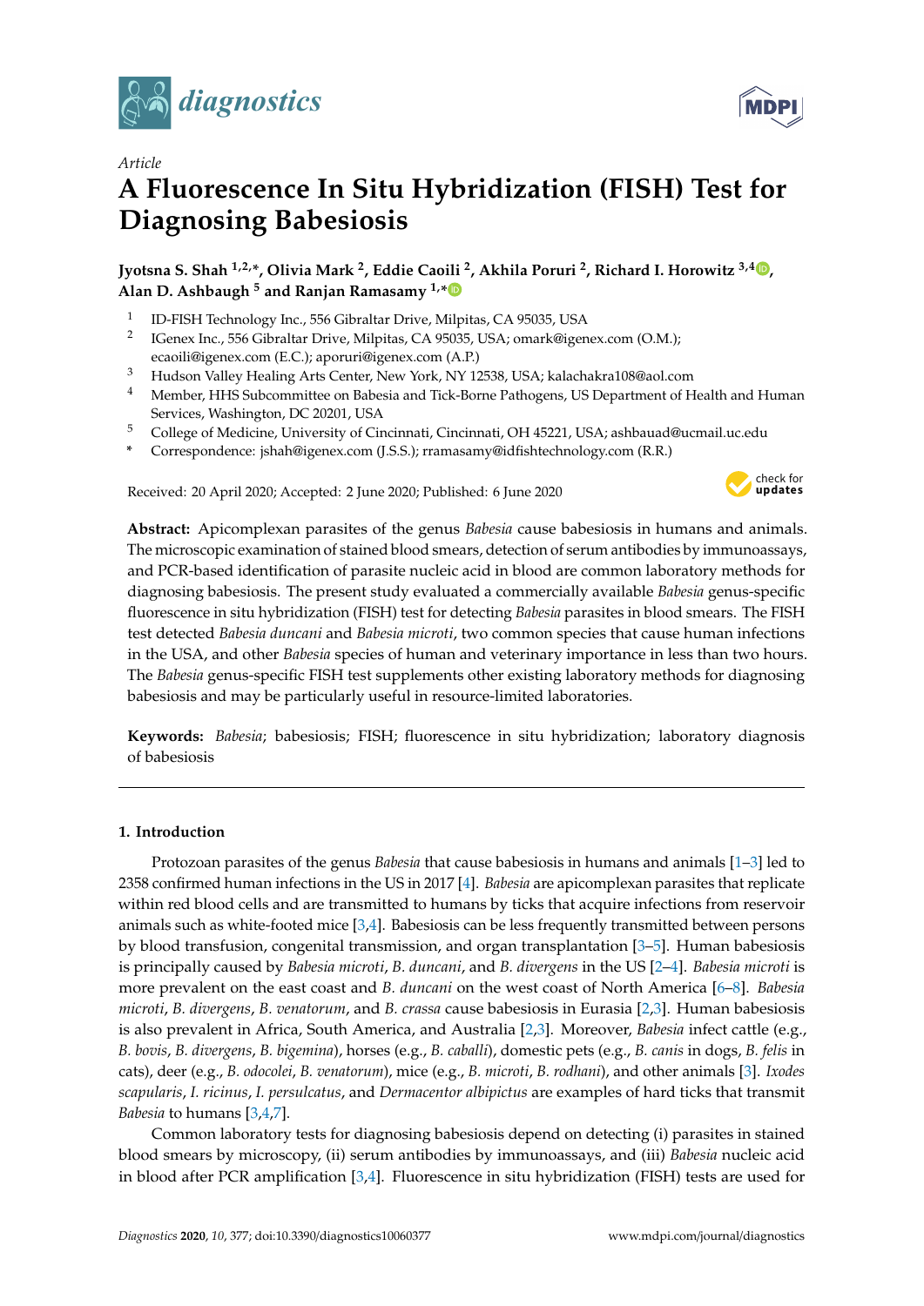*Article*

# A Fluorescence In Situ Hybridization (FISH) Test for Diagnosing Babesiosis

**Jyotsna S. Shah [1,2,*], Olivia Mark [2], Eddie Caoili [2], Akhila Poruri [2], Richard I. Horowitz [3,4], Alan D. Ashbaugh [5] and Ranjan Ramasamy [1,*]**

1. ID-FISH Technology Inc., 556 Gibraltar Drive, Milpitas, CA 95035, USA
2. IGenex Inc., 556 Gibraltar Drive, Milpitas, CA 95035, USA; omark@igenex.com (O.M.); ecaoili@igenex.com (E.C.); aporuri@igenex.com (A.P.)
3. Hudson Valley Healing Arts Center, New York, NY 12538, USA; kalachakra108@aol.com
4. Member, HHS Subcommittee on Babesia and Tick-Borne Pathogens, US Department of Health and Human Services, Washington, DC 20201, USA
5. College of Medicine, University of Cincinnati, Cincinnati, OH 45221, USA; ashbauad@ucmail.uc.edu

\* Correspondence: jshah@igenex.com (J.S.S.); rramasamy@idfishtechnology.com (R.R.)

Received: 20 April 2020; Accepted: 2 June 2020; Published: 6 June 2020

**Abstract:** Apicomplexan parasites of the genus *Babesia* cause babesiosis in humans and animals. The microscopic examination of stained blood smears, detection of serum antibodies by immunoassays, and PCR-based identification of parasite nucleic acid in blood are common laboratory methods for diagnosing babesiosis. The present study evaluated a commercially available *Babesia* genus-specific fluorescence in situ hybridization (FISH) test for detecting *Babesia* parasites in blood smears. The FISH test detected *Babesia duncani* and *Babesia microti*, two common species that cause human infections in the USA, and other *Babesia* species of human and veterinary importance in less than two hours. The *Babesia* genus-specific FISH test supplements other existing laboratory methods for diagnosing babesiosis and may be particularly useful in resource-limited laboratories.

**Keywords:** *Babesia*; babesiosis; FISH; fluorescence in situ hybridization; laboratory diagnosis of babesiosis

## 1. Introduction

Protozoan parasites of the genus *Babesia* that cause babesiosis in humans and animals [1–3] led to 2358 confirmed human infections in the US in 2017 [4]. *Babesia* are apicomplexan parasites that replicate within red blood cells and are transmitted to humans by ticks that acquire infections from reservoir animals such as white-footed mice [3,4]. Babesiosis can be less frequently transmitted between persons by blood transfusion, congenital transmission, and organ transplantation [3–5]. Human babesiosis is principally caused by *Babesia microti*, *B. duncani*, and *B. divergens* in the US [2–4]. *Babesia microti* is more prevalent on the east coast and *B. duncani* on the west coast of North America [6–8]. *Babesia microti*, *B. divergens*, *B. venatorum*, and *B. crassa* cause babesiosis in Eurasia [2,3]. Human babesiosis is also prevalent in Africa, South America, and Australia [2,3]. Moreover, *Babesia* infect cattle (e.g., *B. bovis*, *B. divergens*, *B. bigemina*), horses (e.g., *B. caballi*), domestic pets (e.g., *B. canis* in dogs, *B. felis* in cats), deer (e.g., *B. odocolei*, *B. venatorum*), mice (e.g., *B. microti*, *B. rodhani*), and other animals [3]. *Ixodes scapularis*, *I. ricinus*, *I. persulcatus*, and *Dermacentor albipictus* are examples of hard ticks that transmit *Babesia* to humans [3,4,7].

Common laboratory tests for diagnosing babesiosis depend on detecting (i) parasites in stained blood smears by microscopy, (ii) serum antibodies by immunoassays, and (iii) *Babesia* nucleic acid in blood after PCR amplification [3,4]. Fluorescence in situ hybridization (FISH) tests are used for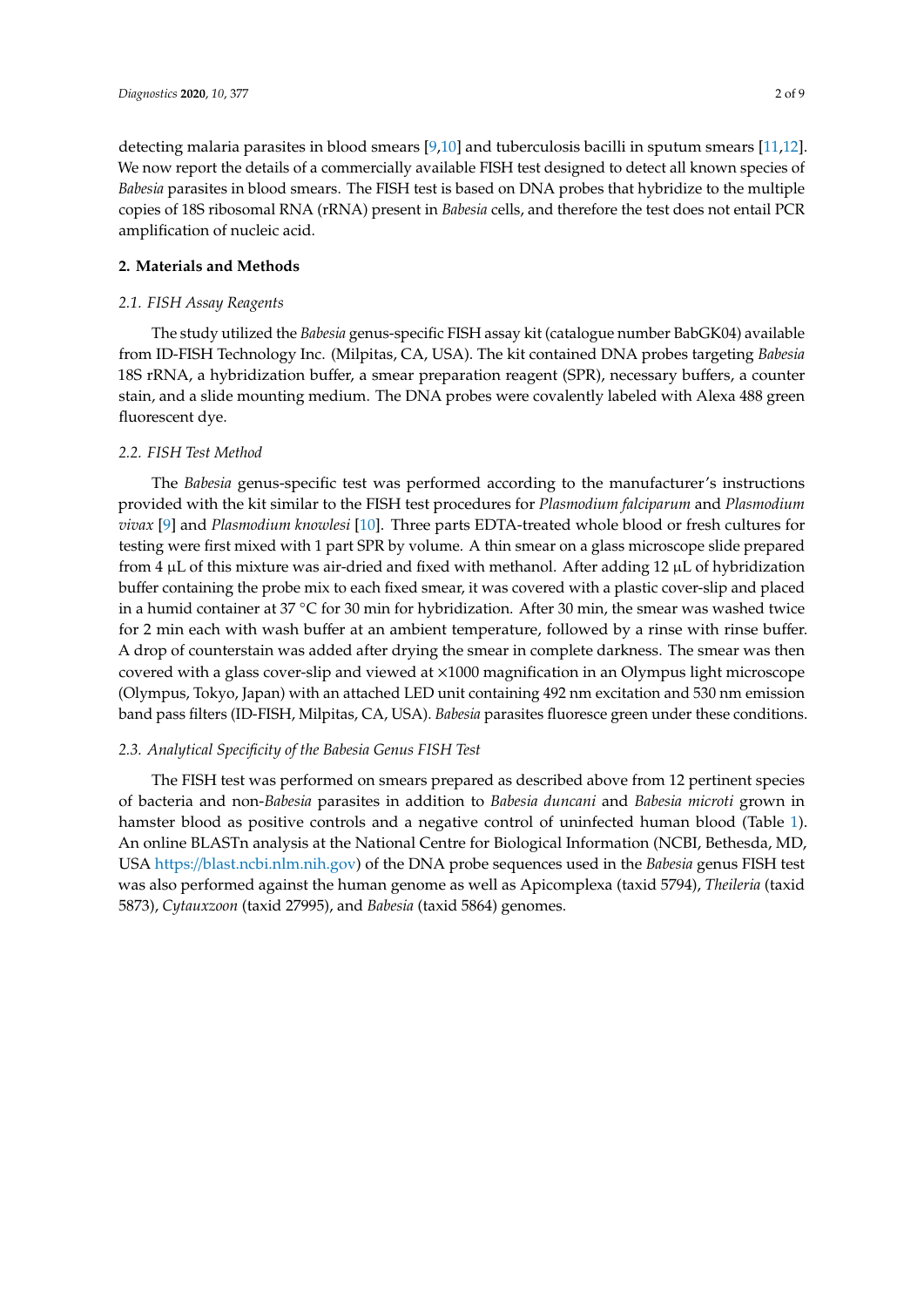detecting malaria parasites in blood smears [9,10] and tuberculosis bacilli in sputum smears [11,12]. We now report the details of a commercially available FISH test designed to detect all known species of *Babesia* parasites in blood smears. The FISH test is based on DNA probes that hybridize to the multiple copies of 18S ribosomal RNA (rRNA) present in *Babesia* cells, and therefore the test does not entail PCR amplification of nucleic acid.

## 2. Materials and Methods

### 2.1. FISH Assay Reagents

The study utilized the *Babesia* genus-specific FISH assay kit (catalogue number BabGK04) available from ID-FISH Technology Inc. (Milpitas, CA, USA). The kit contained DNA probes targeting *Babesia* 18S rRNA, a hybridization buffer, a smear preparation reagent (SPR), necessary buffers, a counter stain, and a slide mounting medium. The DNA probes were covalently labeled with Alexa 488 green fluorescent dye.

### 2.2. FISH Test Method

The *Babesia* genus-specific test was performed according to the manufacturer's instructions provided with the kit similar to the FISH test procedures for *Plasmodium falciparum* and *Plasmodium vivax* [9] and *Plasmodium knowlesi* [10]. Three parts EDTA-treated whole blood or fresh cultures for testing were first mixed with 1 part SPR by volume. A thin smear on a glass microscope slide prepared from 4 μL of this mixture was air-dried and fixed with methanol. After adding 12 μL of hybridization buffer containing the probe mix to each fixed smear, it was covered with a plastic cover-slip and placed in a humid container at 37 °C for 30 min for hybridization. After 30 min, the smear was washed twice for 2 min each with wash buffer at an ambient temperature, followed by a rinse with rinse buffer. A drop of counterstain was added after drying the smear in complete darkness. The smear was then covered with a glass cover-slip and viewed at ×1000 magnification in an Olympus light microscope (Olympus, Tokyo, Japan) with an attached LED unit containing 492 nm excitation and 530 nm emission band pass filters (ID-FISH, Milpitas, CA, USA). *Babesia* parasites fluoresce green under these conditions.

### 2.3. Analytical Specificity of the Babesia Genus FISH Test

The FISH test was performed on smears prepared as described above from 12 pertinent species of bacteria and non-*Babesia* parasites in addition to *Babesia duncani* and *Babesia microti* grown in hamster blood as positive controls and a negative control of uninfected human blood (Table 1). An online BLASTn analysis at the National Centre for Biological Information (NCBI, Bethesda, MD, USA https://blast.ncbi.nlm.nih.gov) of the DNA probe sequences used in the *Babesia* genus FISH test was also performed against the human genome as well as Apicomplexa (taxid 5794), *Theileria* (taxid 5873), *Cytauxzoon* (taxid 27995), and *Babesia* (taxid 5864) genomes.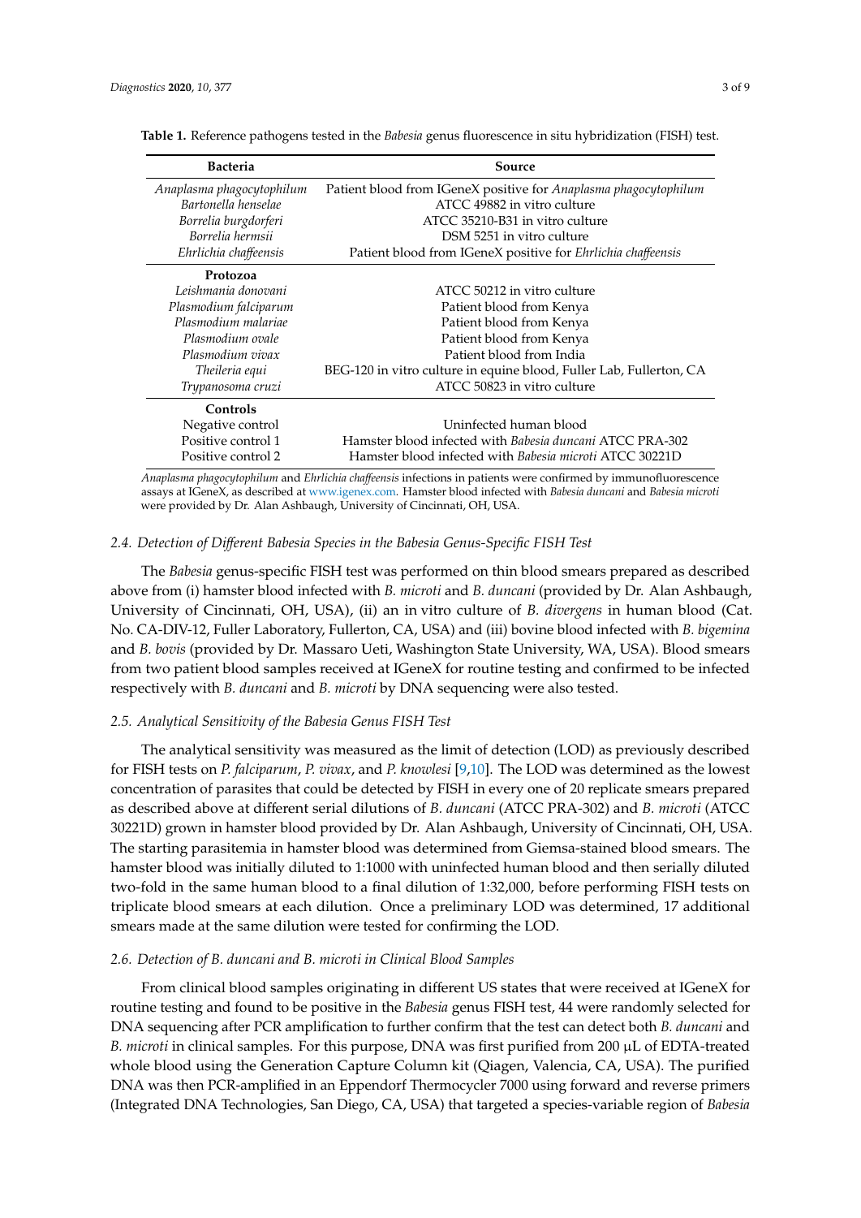**Table 1.** Reference pathogens tested in the *Babesia* genus fluorescence in situ hybridization (FISH) test.

| Bacteria | Source |
|---|---|
| *Anaplasma phagocytophilum* | Patient blood from IGeneX positive for *Anaplasma phagocytophilum* |
| *Bartonella henselae* | ATCC 49882 in vitro culture |
| *Borrelia burgdorferi* | ATCC 35210-B31 in vitro culture |
| *Borrelia hermsii* | DSM 5251 in vitro culture |
| *Ehrlichia chaffeensis* | Patient blood from IGeneX positive for *Ehrlichia chaffeensis* |
| **Protozoa** | |
| *Leishmania donovani* | ATCC 50212 in vitro culture |
| *Plasmodium falciparum* | Patient blood from Kenya |
| *Plasmodium malariae* | Patient blood from Kenya |
| *Plasmodium ovale* | Patient blood from Kenya |
| *Plasmodium vivax* | Patient blood from India |
| *Theileria equi* | BEG-120 in vitro culture in equine blood, Fuller Lab, Fullerton, CA |
| *Trypanosoma cruzi* | ATCC 50823 in vitro culture |
| **Controls** | |
| Negative control | Uninfected human blood |
| Positive control 1 | Hamster blood infected with *Babesia duncani* ATCC PRA-302 |
| Positive control 2 | Hamster blood infected with *Babesia microti* ATCC 30221D |

*Anaplasma phagocytophilum* and *Ehrlichia chaffeensis* infections in patients were confirmed by immunofluorescence assays at IGeneX, as described at www.igenex.com. Hamster blood infected with *Babesia duncani* and *Babesia microti* were provided by Dr. Alan Ashbaugh, University of Cincinnati, OH, USA.

### 2.4. Detection of Different Babesia Species in the Babesia Genus-Specific FISH Test

The *Babesia* genus-specific FISH test was performed on thin blood smears prepared as described above from (i) hamster blood infected with *B. microti* and *B. duncani* (provided by Dr. Alan Ashbaugh, University of Cincinnati, OH, USA), (ii) an in vitro culture of *B. divergens* in human blood (Cat. No. CA-DIV-12, Fuller Laboratory, Fullerton, CA, USA) and (iii) bovine blood infected with *B. bigemina* and *B. bovis* (provided by Dr. Massaro Ueti, Washington State University, WA, USA). Blood smears from two patient blood samples received at IGeneX for routine testing and confirmed to be infected respectively with *B. duncani* and *B. microti* by DNA sequencing were also tested.

### 2.5. Analytical Sensitivity of the Babesia Genus FISH Test

The analytical sensitivity was measured as the limit of detection (LOD) as previously described for FISH tests on *P. falciparum*, *P. vivax*, and *P. knowlesi* [9,10]. The LOD was determined as the lowest concentration of parasites that could be detected by FISH in every one of 20 replicate smears prepared as described above at different serial dilutions of *B. duncani* (ATCC PRA-302) and *B. microti* (ATCC 30221D) grown in hamster blood provided by Dr. Alan Ashbaugh, University of Cincinnati, OH, USA. The starting parasitemia in hamster blood was determined from Giemsa-stained blood smears. The hamster blood was initially diluted to 1:1000 with uninfected human blood and then serially diluted two-fold in the same human blood to a final dilution of 1:32,000, before performing FISH tests on triplicate blood smears at each dilution. Once a preliminary LOD was determined, 17 additional smears made at the same dilution were tested for confirming the LOD.

### 2.6. Detection of B. duncani and B. microti in Clinical Blood Samples

From clinical blood samples originating in different US states that were received at IGeneX for routine testing and found to be positive in the *Babesia* genus FISH test, 44 were randomly selected for DNA sequencing after PCR amplification to further confirm that the test can detect both *B. duncani* and *B. microti* in clinical samples. For this purpose, DNA was first purified from 200 µL of EDTA-treated whole blood using the Generation Capture Column kit (Qiagen, Valencia, CA, USA). The purified DNA was then PCR-amplified in an Eppendorf Thermocycler 7000 using forward and reverse primers (Integrated DNA Technologies, San Diego, CA, USA) that targeted a species-variable region of *Babesia*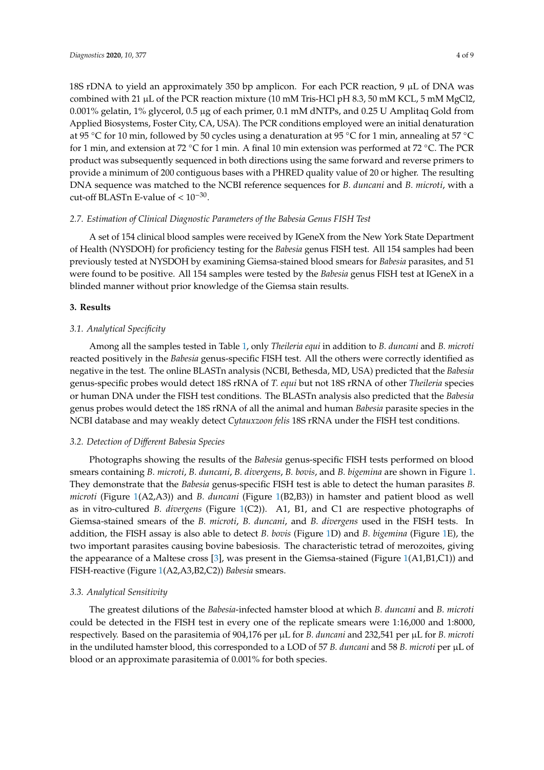18S rDNA to yield an approximately 350 bp amplicon. For each PCR reaction, 9 µL of DNA was combined with 21 µL of the PCR reaction mixture (10 mM Tris-HCl pH 8.3, 50 mM KCL, 5 mM $MgCl_2$, 0.001% gelatin, 1% glycerol, 0.5 µg of each primer, 0.1 mM dNTPs, and 0.25 U Amplitaq Gold from Applied Biosystems, Foster City, CA, USA). The PCR conditions employed were an initial denaturation at 95 °C for 10 min, followed by 50 cycles using a denaturation at 95 °C for 1 min, annealing at 57 °C for 1 min, and extension at 72 °C for 1 min. A final 10 min extension was performed at 72 °C. The PCR product was subsequently sequenced in both directions using the same forward and reverse primers to provide a minimum of 200 contiguous bases with a PHRED quality value of 20 or higher. The resulting DNA sequence was matched to the NCBI reference sequences for *B. duncani* and *B. microti*, with a cut-off BLASTn E-value of $< 10^{-30}$.

### 2.7. Estimation of Clinical Diagnostic Parameters of the Babesia Genus FISH Test

A set of 154 clinical blood samples were received by IGeneX from the New York State Department of Health (NYSDOH) for proficiency testing for the *Babesia* genus FISH test. All 154 samples had been previously tested at NYSDOH by examining Giemsa-stained blood smears for *Babesia* parasites, and 51 were found to be positive. All 154 samples were tested by the *Babesia* genus FISH test at IGeneX in a blinded manner without prior knowledge of the Giemsa stain results.

## 3. Results

### 3.1. Analytical Specificity

Among all the samples tested in Table 1, only *Theileria equi* in addition to *B. duncani* and *B. microti* reacted positively in the *Babesia* genus-specific FISH test. All the others were correctly identified as negative in the test. The online BLASTn analysis (NCBI, Bethesda, MD, USA) predicted that the *Babesia* genus-specific probes would detect 18S rRNA of *T. equi* but not 18S rRNA of other *Theileria* species or human DNA under the FISH test conditions. The BLASTn analysis also predicted that the *Babesia* genus probes would detect the 18S rRNA of all the animal and human *Babesia* parasite species in the NCBI database and may weakly detect *Cytauxzoon felis* 18S rRNA under the FISH test conditions.

### 3.2. Detection of Different Babesia Species

Photographs showing the results of the *Babesia* genus-specific FISH tests performed on blood smears containing *B. microti*, *B. duncani*, *B. divergens*, *B. bovis*, and *B. bigemina* are shown in Figure 1. They demonstrate that the *Babesia* genus-specific FISH test is able to detect the human parasites *B. microti* (Figure 1(A2,A3)) and *B. duncani* (Figure 1(B2,B3)) in hamster and patient blood as well as in vitro-cultured *B. divergens* (Figure 1(C2)). A1, B1, and C1 are respective photographs of Giemsa-stained smears of the *B. microti*, *B. duncani*, and *B. divergens* used in the FISH tests. In addition, the FISH assay is also able to detect *B. bovis* (Figure 1D) and *B. bigemina* (Figure 1E), the two important parasites causing bovine babesiosis. The characteristic tetrad of merozoites, giving the appearance of a Maltese cross [3], was present in the Giemsa-stained (Figure 1(A1,B1,C1)) and FISH-reactive (Figure 1(A2,A3,B2,C2)) *Babesia* smears.

### 3.3. Analytical Sensitivity

The greatest dilutions of the *Babesia*-infected hamster blood at which *B. duncani* and *B. microti* could be detected in the FISH test in every one of the replicate smears were 1:16,000 and 1:8000, respectively. Based on the parasitemia of 904,176 per µL for *B. duncani* and 232,541 per µL for *B. microti* in the undiluted hamster blood, this corresponded to a LOD of 57 *B. duncani* and 58 *B. microti* per µL of blood or an approximate parasitemia of 0.001% for both species.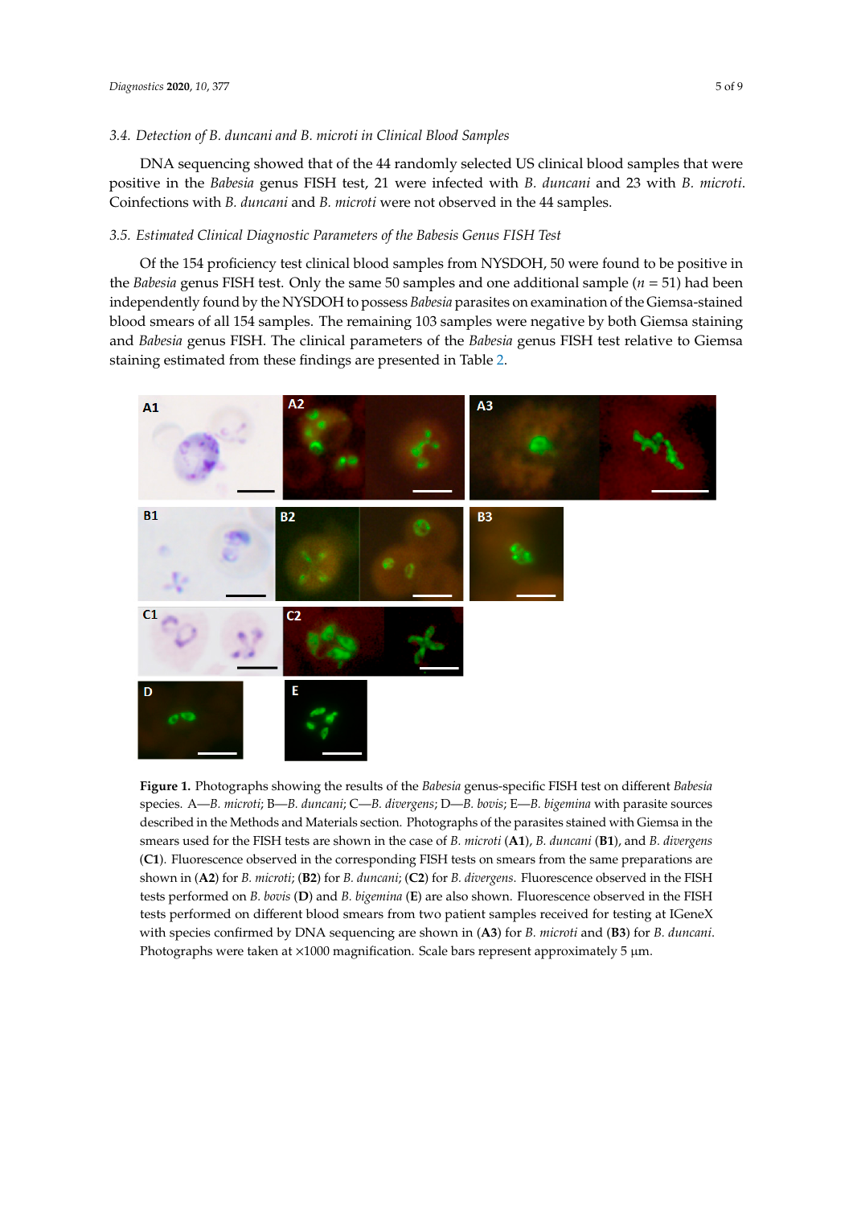### 3.4. Detection of *B. duncani* and *B. microti* in Clinical Blood Samples

DNA sequencing showed that of the 44 randomly selected US clinical blood samples that were positive in the *Babesia* genus FISH test, 21 were infected with *B. duncani* and 23 with *B. microti*. Coinfections with *B. duncani* and *B. microti* were not observed in the 44 samples.

### 3.5. Estimated Clinical Diagnostic Parameters of the Babesis Genus FISH Test

Of the 154 proficiency test clinical blood samples from NYSDOH, 50 were found to be positive in the *Babesia* genus FISH test. Only the same 50 samples and one additional sample ($n = 51$) had been independently found by the NYSDOH to possess *Babesia* parasites on examination of the Giemsa-stained blood smears of all 154 samples. The remaining 103 samples were negative by both Giemsa staining and *Babesia* genus FISH. The clinical parameters of the *Babesia* genus FISH test relative to Giemsa staining estimated from these findings are presented in Table 2.

**Figure 1.** Photographs showing the results of the *Babesia* genus-specific FISH test on different *Babesia* species. A—*B. microti*; B—*B. duncani*; C—*B. divergens*; D—*B. bovis*; E—*B. bigemina* with parasite sources described in the Methods and Materials section. Photographs of the parasites stained with Giemsa in the smears used for the FISH tests are shown in the case of *B. microti* (**A1**), *B. duncani* (**B1**), and *B. divergens* (**C1**). Fluorescence observed in the corresponding FISH tests on smears from the same preparations are shown in (**A2**) for *B. microti*; (**B2**) for *B. duncani*; (**C2**) for *B. divergens*. Fluorescence observed in the FISH tests performed on *B. bovis* (**D**) and *B. bigemina* (**E**) are also shown. Fluorescence observed in the FISH tests performed on different blood smears from two patient samples received for testing at IGeneX with species confirmed by DNA sequencing are shown in (**A3**) for *B. microti* and (**B3**) for *B. duncani*. Photographs were taken at ×1000 magnification. Scale bars represent approximately 5 µm.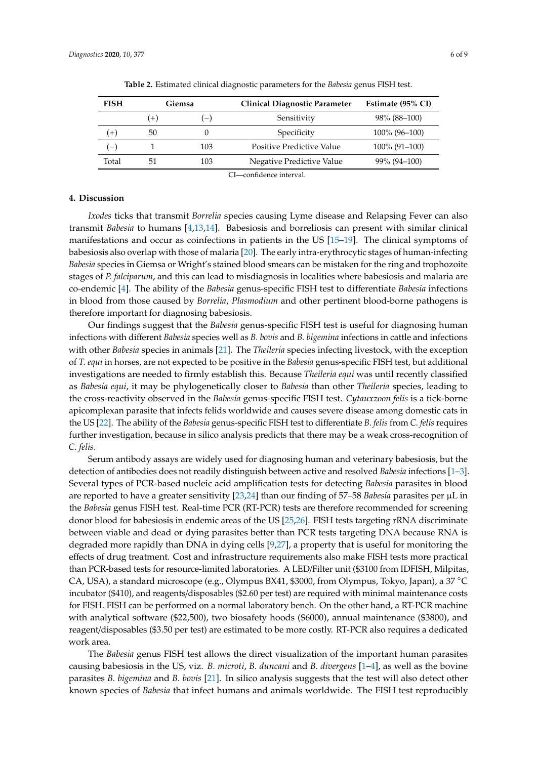**Table 2.** Estimated clinical diagnostic parameters for the *Babesia* genus FISH test.

| FISH | Giemsa | | Clinical Diagnostic Parameter | Estimate (95% CI) |
|---|---|---|---|---|
| | (+) | (−) | Sensitivity | 98% (88–100) |
| (+) | 50 | 0 | Specificity | 100% (96–100) |
| (−) | 1 | 103 | Positive Predictive Value | 100% (91–100) |
| Total | 51 | 103 | Negative Predictive Value | 99% (94–100) |

CI—confidence interval.

## 4. Discussion

*Ixodes* ticks that transmit *Borrelia* species causing Lyme disease and Relapsing Fever can also transmit *Babesia* to humans [4,13,14]. Babesiosis and borreliosis can present with similar clinical manifestations and occur as coinfections in patients in the US [15–19]. The clinical symptoms of babesiosis also overlap with those of malaria [20]. The early intra-erythrocytic stages of human-infecting *Babesia* species in Giemsa or Wright's stained blood smears can be mistaken for the ring and trophozoite stages of *P. falciparum*, and this can lead to misdiagnosis in localities where babesiosis and malaria are co-endemic [4]. The ability of the *Babesia* genus-specific FISH test to differentiate *Babesia* infections in blood from those caused by *Borrelia*, *Plasmodium* and other pertinent blood-borne pathogens is therefore important for diagnosing babesiosis.

Our findings suggest that the *Babesia* genus-specific FISH test is useful for diagnosing human infections with different *Babesia* species well as *B. bovis* and *B. bigemina* infections in cattle and infections with other *Babesia* species in animals [21]. The *Theileria* species infecting livestock, with the exception of *T. equi* in horses, are not expected to be positive in the *Babesia* genus-specific FISH test, but additional investigations are needed to firmly establish this. Because *Theileria equi* was until recently classified as *Babesia equi*, it may be phylogenetically closer to *Babesia* than other *Theileria* species, leading to the cross-reactivity observed in the *Babesia* genus-specific FISH test. *Cytauxzoon felis* is a tick-borne apicomplexan parasite that infects felids worldwide and causes severe disease among domestic cats in the US [22]. The ability of the *Babesia* genus-specific FISH test to differentiate *B. felis* from *C. felis* requires further investigation, because in silico analysis predicts that there may be a weak cross-recognition of *C. felis*.

Serum antibody assays are widely used for diagnosing human and veterinary babesiosis, but the detection of antibodies does not readily distinguish between active and resolved *Babesia* infections [1–3]. Several types of PCR-based nucleic acid amplification tests for detecting *Babesia* parasites in blood are reported to have a greater sensitivity [23,24] than our finding of 57–58 *Babesia* parasites per µL in the *Babesia* genus FISH test. Real-time PCR (RT-PCR) tests are therefore recommended for screening donor blood for babesiosis in endemic areas of the US [25,26]. FISH tests targeting rRNA discriminate between viable and dead or dying parasites better than PCR tests targeting DNA because RNA is degraded more rapidly than DNA in dying cells [9,27], a property that is useful for monitoring the effects of drug treatment. Cost and infrastructure requirements also make FISH tests more practical than PCR-based tests for resource-limited laboratories. A LED/Filter unit ($3100 from IDFISH, Milpitas, CA, USA), a standard microscope (e.g., Olympus BX41, $3000, from Olympus, Tokyo, Japan), a 37 °C incubator ($410), and reagents/disposables ($2.60 per test) are required with minimal maintenance costs for FISH. FISH can be performed on a normal laboratory bench. On the other hand, a RT-PCR machine with analytical software ($22,500), two biosafety hoods ($6000), annual maintenance ($3800), and reagent/disposables ($3.50 per test) are estimated to be more costly. RT-PCR also requires a dedicated work area.

The *Babesia* genus FISH test allows the direct visualization of the important human parasites causing babesiosis in the US, viz. *B. microti*, *B. duncani* and *B. divergens* [1–4], as well as the bovine parasites *B. bigemina* and *B. bovis* [21]. In silico analysis suggests that the test will also detect other known species of *Babesia* that infect humans and animals worldwide. The FISH test reproducibly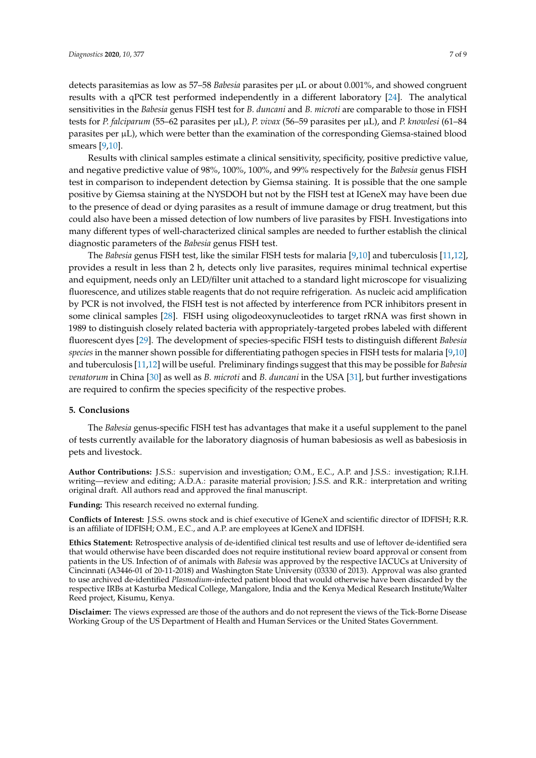detects parasitemias as low as 57–58 *Babesia* parasites per µL or about 0.001%, and showed congruent results with a qPCR test performed independently in a different laboratory [24]. The analytical sensitivities in the *Babesia* genus FISH test for *B. duncani* and *B. microti* are comparable to those in FISH tests for *P. falciparum* (55–62 parasites per µL), *P. vivax* (56–59 parasites per µL), and *P. knowlesi* (61–84 parasites per µL), which were better than the examination of the corresponding Giemsa-stained blood smears [9,10].

Results with clinical samples estimate a clinical sensitivity, specificity, positive predictive value, and negative predictive value of 98%, 100%, 100%, and 99% respectively for the *Babesia* genus FISH test in comparison to independent detection by Giemsa staining. It is possible that the one sample positive by Giemsa staining at the NYSDOH but not by the FISH test at IGeneX may have been due to the presence of dead or dying parasites as a result of immune damage or drug treatment, but this could also have been a missed detection of low numbers of live parasites by FISH. Investigations into many different types of well-characterized clinical samples are needed to further establish the clinical diagnostic parameters of the *Babesia* genus FISH test.

The *Babesia* genus FISH test, like the similar FISH tests for malaria [9,10] and tuberculosis [11,12], provides a result in less than 2 h, detects only live parasites, requires minimal technical expertise and equipment, needs only an LED/filter unit attached to a standard light microscope for visualizing fluorescence, and utilizes stable reagents that do not require refrigeration. As nucleic acid amplification by PCR is not involved, the FISH test is not affected by interference from PCR inhibitors present in some clinical samples [28]. FISH using oligodeoxynucleotides to target rRNA was first shown in 1989 to distinguish closely related bacteria with appropriately-targeted probes labeled with different fluorescent dyes [29]. The development of species-specific FISH tests to distinguish different *Babesia species* in the manner shown possible for differentiating pathogen species in FISH tests for malaria [9,10] and tuberculosis [11,12] will be useful. Preliminary findings suggest that this may be possible for *Babesia venatorum* in China [30] as well as *B. microti* and *B. duncani* in the USA [31], but further investigations are required to confirm the species specificity of the respective probes.

## 5. Conclusions

The *Babesia* genus-specific FISH test has advantages that make it a useful supplement to the panel of tests currently available for the laboratory diagnosis of human babesiosis as well as babesiosis in pets and livestock.

**Author Contributions:** J.S.S.: supervision and investigation; O.M., E.C., A.P. and J.S.S.: investigation; R.I.H. writing—review and editing; A.D.A.: parasite material provision; J.S.S. and R.R.: interpretation and writing original draft. All authors read and approved the final manuscript.

**Funding:** This research received no external funding.

**Conflicts of Interest:** J.S.S. owns stock and is chief executive of IGeneX and scientific director of IDFISH; R.R. is an affiliate of IDFISH; O.M., E.C., and A.P. are employees at IGeneX and IDFISH.

**Ethics Statement:** Retrospective analysis of de-identified clinical test results and use of leftover de-identified sera that would otherwise have been discarded does not require institutional review board approval or consent from patients in the US. Infection of of animals with *Babesia* was approved by the respective IACUCs at University of Cincinnati (A3446-01 of 20-11-2018) and Washington State University (03330 of 2013). Approval was also granted to use archived de-identified *Plasmodium*-infected patient blood that would otherwise have been discarded by the respective IRBs at Kasturba Medical College, Mangalore, India and the Kenya Medical Research Institute/Walter Reed project, Kisumu, Kenya.

**Disclaimer:** The views expressed are those of the authors and do not represent the views of the Tick-Borne Disease Working Group of the US Department of Health and Human Services or the United States Government.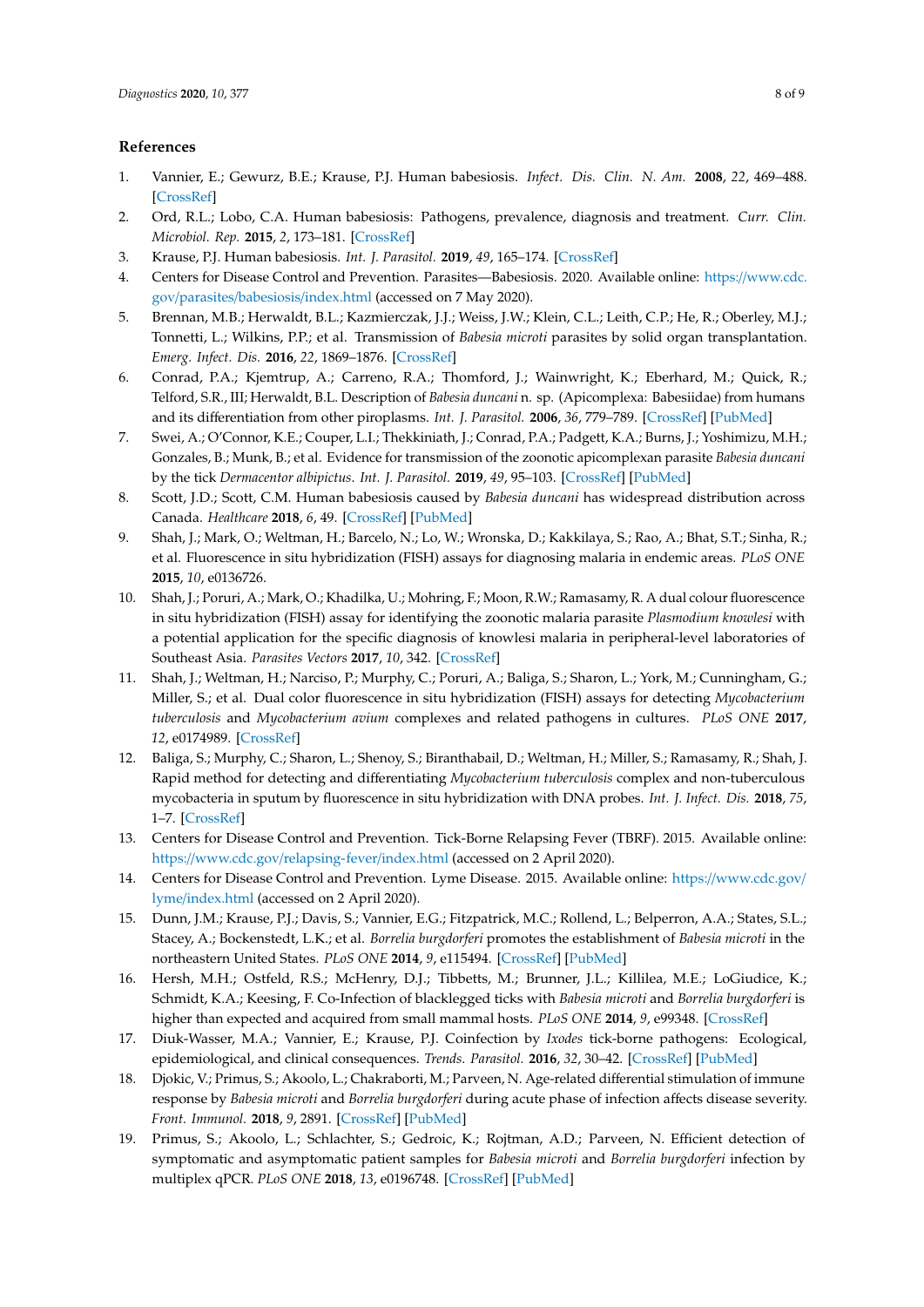## References

1. Vannier, E.; Gewurz, B.E.; Krause, P.J. Human babesiosis. *Infect. Dis. Clin. N. Am.* **2008**, *22*, 469–488. [CrossRef]
2. Ord, R.L.; Lobo, C.A. Human babesiosis: Pathogens, prevalence, diagnosis and treatment. *Curr. Clin. Microbiol. Rep.* **2015**, *2*, 173–181. [CrossRef]
3. Krause, P.J. Human babesiosis. *Int. J. Parasitol.* **2019**, *49*, 165–174. [CrossRef]
4. Centers for Disease Control and Prevention. Parasites—Babesiosis. 2020. Available online: https://www.cdc.gov/parasites/babesiosis/index.html (accessed on 7 May 2020).
5. Brennan, M.B.; Herwaldt, B.L.; Kazmierczak, J.J.; Weiss, J.W.; Klein, C.L.; Leith, C.P.; He, R.; Oberley, M.J.; Tonnetti, L.; Wilkins, P.P.; et al. Transmission of *Babesia microti* parasites by solid organ transplantation. *Emerg. Infect. Dis.* **2016**, *22*, 1869–1876. [CrossRef]
6. Conrad, P.A.; Kjemtrup, A.; Carreno, R.A.; Thomford, J.; Wainwright, K.; Eberhard, M.; Quick, R.; Telford, S.R., III; Herwaldt, B.L. Description of *Babesia duncani* n. sp. (Apicomplexa: Babesiidae) from humans and its differentiation from other piroplasms. *Int. J. Parasitol.* **2006**, *36*, 779–789. [CrossRef] [PubMed]
7. Swei, A.; O'Connor, K.E.; Couper, L.I.; Thekkiniath, J.; Conrad, P.A.; Padgett, K.A.; Burns, J.; Yoshimizu, M.H.; Gonzales, B.; Munk, B.; et al. Evidence for transmission of the zoonotic apicomplexan parasite *Babesia duncani* by the tick *Dermacentor albipictus*. *Int. J. Parasitol.* **2019**, *49*, 95–103. [CrossRef] [PubMed]
8. Scott, J.D.; Scott, C.M. Human babesiosis caused by *Babesia duncani* has widespread distribution across Canada. *Healthcare* **2018**, *6*, 49. [CrossRef] [PubMed]
9. Shah, J.; Mark, O.; Weltman, H.; Barcelo, N.; Lo, W.; Wronska, D.; Kakkilaya, S.; Rao, A.; Bhat, S.T.; Sinha, R.; et al. Fluorescence in situ hybridization (FISH) assays for diagnosing malaria in endemic areas. *PLoS ONE* **2015**, *10*, e0136726.
10. Shah, J.; Poruri, A.; Mark, O.; Khadilka, U.; Mohring, F.; Moon, R.W.; Ramasamy, R. A dual colour fluorescence in situ hybridization (FISH) assay for identifying the zoonotic malaria parasite *Plasmodium knowlesi* with a potential application for the specific diagnosis of knowlesi malaria in peripheral-level laboratories of Southeast Asia. *Parasites Vectors* **2017**, *10*, 342. [CrossRef]
11. Shah, J.; Weltman, H.; Narciso, P.; Murphy, C.; Poruri, A.; Baliga, S.; Sharon, L.; York, M.; Cunningham, G.; Miller, S.; et al. Dual color fluorescence in situ hybridization (FISH) assays for detecting *Mycobacterium tuberculosis* and *Mycobacterium avium* complexes and related pathogens in cultures. *PLoS ONE* **2017**, *12*, e0174989. [CrossRef]
12. Baliga, S.; Murphy, C.; Sharon, L.; Shenoy, S.; Biranthabail, D.; Weltman, H.; Miller, S.; Ramasamy, R.; Shah, J. Rapid method for detecting and differentiating *Mycobacterium tuberculosis* complex and non-tuberculous mycobacteria in sputum by fluorescence in situ hybridization with DNA probes. *Int. J. Infect. Dis.* **2018**, *75*, 1–7. [CrossRef]
13. Centers for Disease Control and Prevention. Tick-Borne Relapsing Fever (TBRF). 2015. Available online: https://www.cdc.gov/relapsing-fever/index.html (accessed on 2 April 2020).
14. Centers for Disease Control and Prevention. Lyme Disease. 2015. Available online: https://www.cdc.gov/lyme/index.html (accessed on 2 April 2020).
15. Dunn, J.M.; Krause, P.J.; Davis, S.; Vannier, E.G.; Fitzpatrick, M.C.; Rollend, L.; Belperron, A.A.; States, S.L.; Stacey, A.; Bockenstedt, L.K.; et al. *Borrelia burgdorferi* promotes the establishment of *Babesia microti* in the northeastern United States. *PLoS ONE* **2014**, *9*, e115494. [CrossRef] [PubMed]
16. Hersh, M.H.; Ostfeld, R.S.; McHenry, D.J.; Tibbetts, M.; Brunner, J.L.; Killilea, M.E.; LoGiudice, K.; Schmidt, K.A.; Keesing, F. Co-Infection of blacklegged ticks with *Babesia microti* and *Borrelia burgdorferi* is higher than expected and acquired from small mammal hosts. *PLoS ONE* **2014**, *9*, e99348. [CrossRef]
17. Diuk-Wasser, M.A.; Vannier, E.; Krause, P.J. Coinfection by *Ixodes* tick-borne pathogens: Ecological, epidemiological, and clinical consequences. *Trends. Parasitol.* **2016**, *32*, 30–42. [CrossRef] [PubMed]
18. Djokic, V.; Primus, S.; Akoolo, L.; Chakraborti, M.; Parveen, N. Age-related differential stimulation of immune response by *Babesia microti* and *Borrelia burgdorferi* during acute phase of infection affects disease severity. *Front. Immunol.* **2018**, *9*, 2891. [CrossRef] [PubMed]
19. Primus, S.; Akoolo, L.; Schlachter, S.; Gedroic, K.; Rojtman, A.D.; Parveen, N. Efficient detection of symptomatic and asymptomatic patient samples for *Babesia microti* and *Borrelia burgdorferi* infection by multiplex qPCR. *PLoS ONE* **2018**, *13*, e0196748. [CrossRef] [PubMed]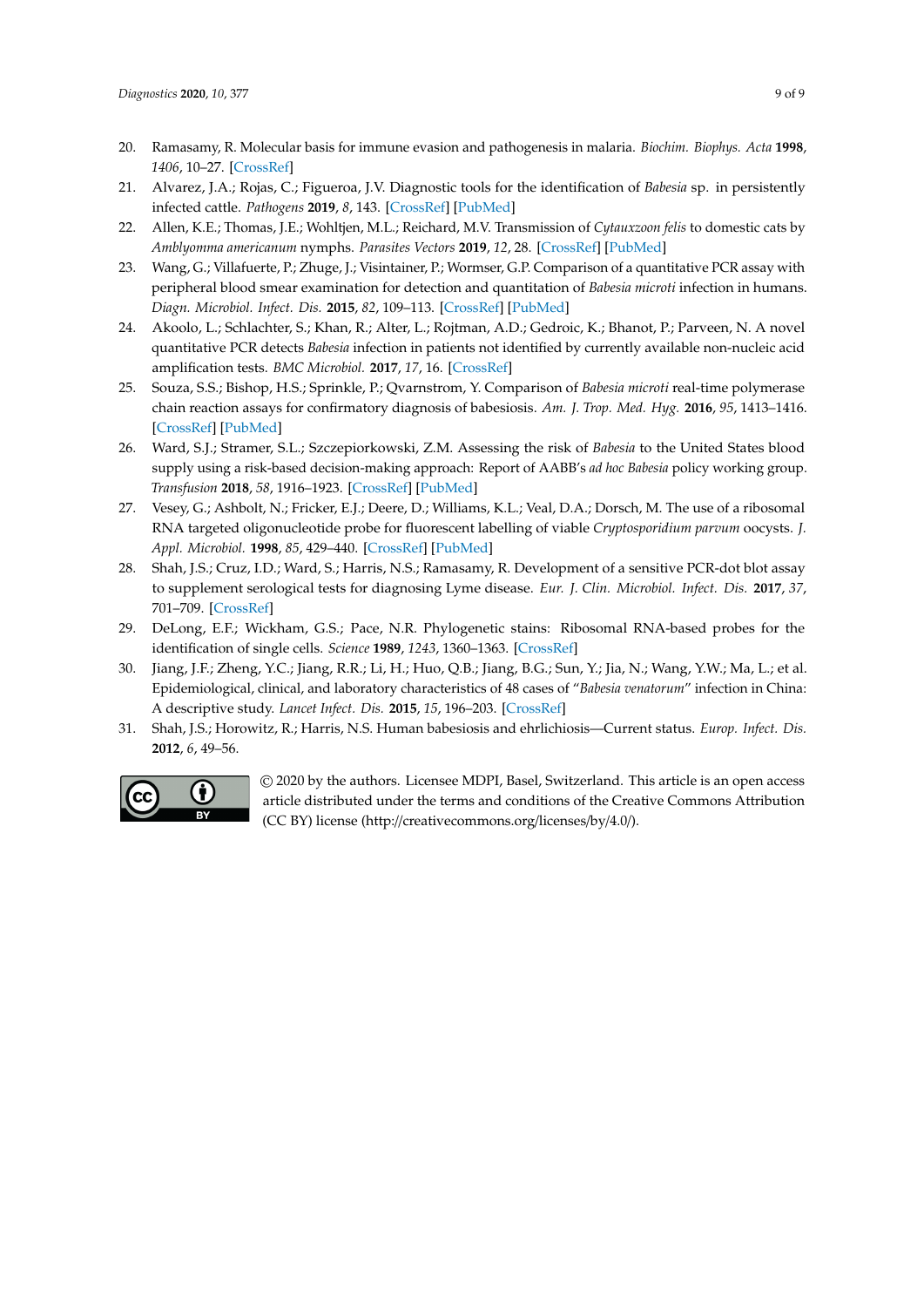20. Ramasamy, R. Molecular basis for immune evasion and pathogenesis in malaria. *Biochim. Biophys. Acta* **1998**, *1406*, 10–27. [CrossRef]
21. Alvarez, J.A.; Rojas, C.; Figueroa, J.V. Diagnostic tools for the identification of *Babesia* sp. in persistently infected cattle. *Pathogens* **2019**, *8*, 143. [CrossRef] [PubMed]
22. Allen, K.E.; Thomas, J.E.; Wohltjen, M.L.; Reichard, M.V. Transmission of *Cytauxzoon felis* to domestic cats by *Amblyomma americanum* nymphs. *Parasites Vectors* **2019**, *12*, 28. [CrossRef] [PubMed]
23. Wang, G.; Villafuerte, P.; Zhuge, J.; Visintainer, P.; Wormser, G.P. Comparison of a quantitative PCR assay with peripheral blood smear examination for detection and quantitation of *Babesia microti* infection in humans. *Diagn. Microbiol. Infect. Dis.* **2015**, *82*, 109–113. [CrossRef] [PubMed]
24. Akoolo, L.; Schlachter, S.; Khan, R.; Alter, L.; Rojtman, A.D.; Gedroic, K.; Bhanot, P.; Parveen, N. A novel quantitative PCR detects *Babesia* infection in patients not identified by currently available non-nucleic acid amplification tests. *BMC Microbiol.* **2017**, *17*, 16. [CrossRef]
25. Souza, S.S.; Bishop, H.S.; Sprinkle, P.; Qvarnstrom, Y. Comparison of *Babesia microti* real-time polymerase chain reaction assays for confirmatory diagnosis of babesiosis. *Am. J. Trop. Med. Hyg.* **2016**, *95*, 1413–1416. [CrossRef] [PubMed]
26. Ward, S.J.; Stramer, S.L.; Szczepiorkowski, Z.M. Assessing the risk of *Babesia* to the United States blood supply using a risk-based decision-making approach: Report of AABB's *ad hoc Babesia* policy working group. *Transfusion* **2018**, *58*, 1916–1923. [CrossRef] [PubMed]
27. Vesey, G.; Ashbolt, N.; Fricker, E.J.; Deere, D.; Williams, K.L.; Veal, D.A.; Dorsch, M. The use of a ribosomal RNA targeted oligonucleotide probe for fluorescent labelling of viable *Cryptosporidium parvum* oocysts. *J. Appl. Microbiol.* **1998**, *85*, 429–440. [CrossRef] [PubMed]
28. Shah, J.S.; Cruz, I.D.; Ward, S.; Harris, N.S.; Ramasamy, R. Development of a sensitive PCR-dot blot assay to supplement serological tests for diagnosing Lyme disease. *Eur. J. Clin. Microbiol. Infect. Dis.* **2017**, *37*, 701–709. [CrossRef]
29. DeLong, E.F.; Wickham, G.S.; Pace, N.R. Phylogenetic stains: Ribosomal RNA-based probes for the identification of single cells. *Science* **1989**, *1243*, 1360–1363. [CrossRef]
30. Jiang, J.F.; Zheng, Y.C.; Jiang, R.R.; Li, H.; Huo, Q.B.; Jiang, B.G.; Sun, Y.; Jia, N.; Wang, Y.W.; Ma, L.; et al. Epidemiological, clinical, and laboratory characteristics of 48 cases of "*Babesia venatorum*" infection in China: A descriptive study. *Lancet Infect. Dis.* **2015**, *15*, 196–203. [CrossRef]
31. Shah, J.S.; Horowitz, R.; Harris, N.S. Human babesiosis and ehrlichiosis—Current status. *Europ. Infect. Dis.* **2012**, *6*, 49–56.

© 2020 by the authors. Licensee MDPI, Basel, Switzerland. This article is an open access article distributed under the terms and conditions of the Creative Commons Attribution (CC BY) license (http://creativecommons.org/licenses/by/4.0/).